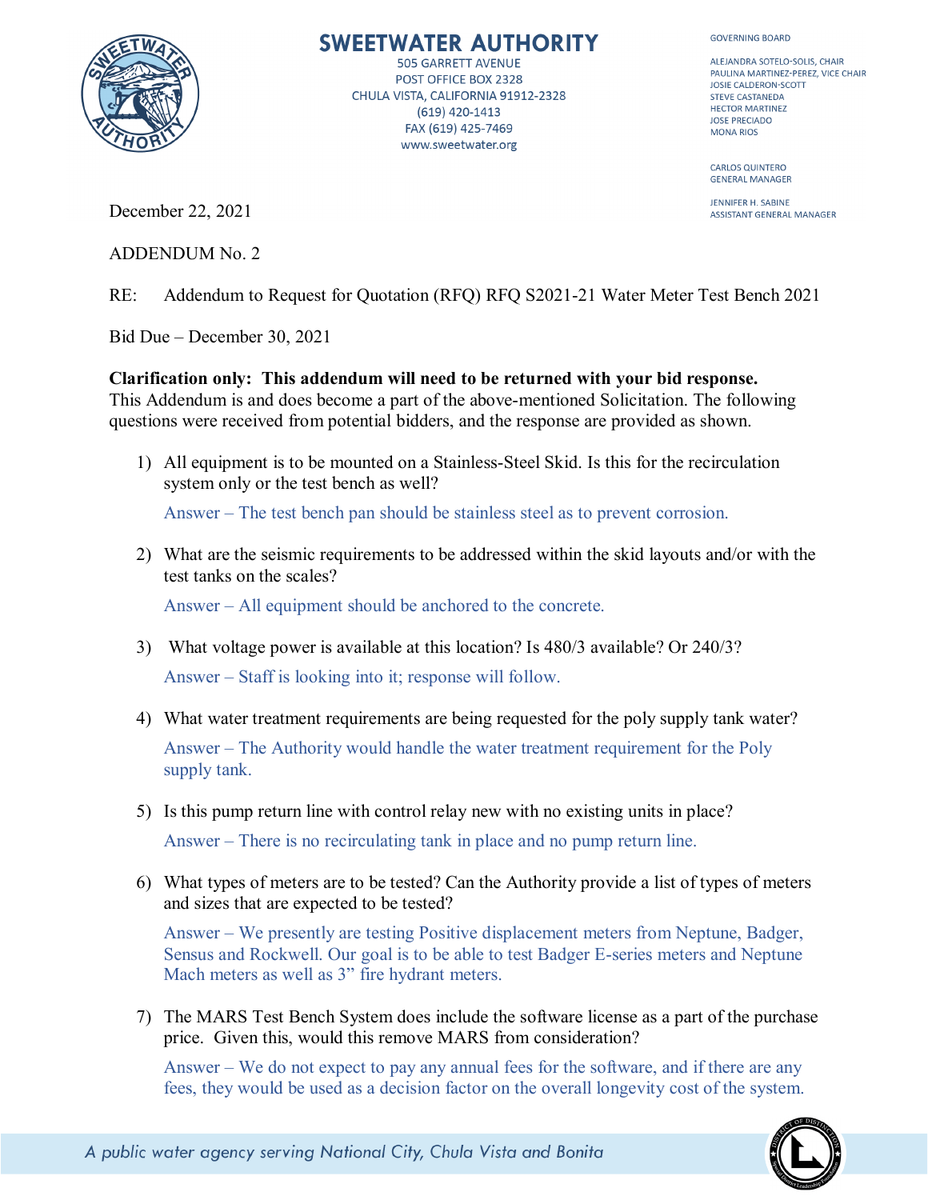# SWEETWATER AUTHORITY

505 GARRETT AVENUE
POST OFFICE BOX 2328
CHULA VISTA, CALIFORNIA 91912-2328
(619) 420-1413
FAX (619) 425-7469
www.sweetwater.org

GOVERNING BOARD

ALEJANDRA SOTELO-SOLIS, CHAIR
PAULINA MARTINEZ-PEREZ, VICE CHAIR
JOSIE CALDERON-SCOTT
STEVE CASTANEDA
HECTOR MARTINEZ
JOSE PRECIADO
MONA RIOS

CARLOS QUINTERO
GENERAL MANAGER

JENNIFER H. SABINE
ASSISTANT GENERAL MANAGER

December 22, 2021

ADDENDUM No. 2

RE: Addendum to Request for Quotation (RFQ) RFQ S2021-21 Water Meter Test Bench 2021

Bid Due – December 30, 2021

**Clarification only: This addendum will need to be returned with your bid response.**
This Addendum is and does become a part of the above-mentioned Solicitation. The following questions were received from potential bidders, and the response are provided as shown.

1) All equipment is to be mounted on a Stainless-Steel Skid. Is this for the recirculation system only or the test bench as well?

   Answer – The test bench pan should be stainless steel as to prevent corrosion.

2) What are the seismic requirements to be addressed within the skid layouts and/or with the test tanks on the scales?

   Answer – All equipment should be anchored to the concrete.

3) What voltage power is available at this location? Is 480/3 available? Or 240/3?

   Answer – Staff is looking into it; response will follow.

4) What water treatment requirements are being requested for the poly supply tank water?

   Answer – The Authority would handle the water treatment requirement for the Poly supply tank.

5) Is this pump return line with control relay new with no existing units in place?

   Answer – There is no recirculating tank in place and no pump return line.

6) What types of meters are to be tested? Can the Authority provide a list of types of meters and sizes that are expected to be tested?

   Answer – We presently are testing Positive displacement meters from Neptune, Badger, Sensus and Rockwell. Our goal is to be able to test Badger E-series meters and Neptune Mach meters as well as 3" fire hydrant meters.

7) The MARS Test Bench System does include the software license as a part of the purchase price. Given this, would this remove MARS from consideration?

   Answer – We do not expect to pay any annual fees for the software, and if there are any fees, they would be used as a decision factor on the overall longevity cost of the system.

*A public water agency serving National City, Chula Vista and Bonita*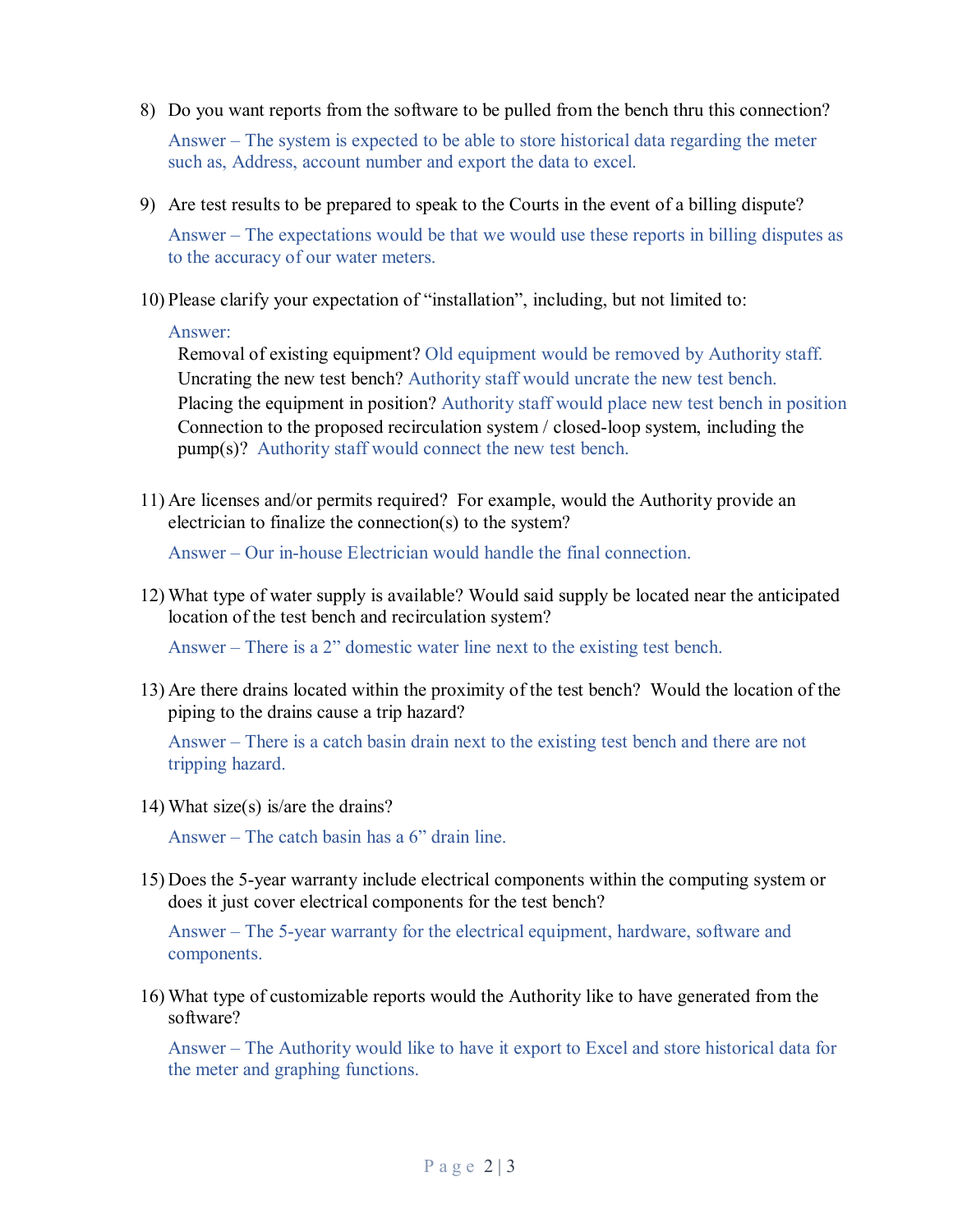8) Do you want reports from the software to be pulled from the bench thru this connection?

   Answer – The system is expected to be able to store historical data regarding the meter such as, Address, account number and export the data to excel.

9) Are test results to be prepared to speak to the Courts in the event of a billing dispute?

   Answer – The expectations would be that we would use these reports in billing disputes as to the accuracy of our water meters.

10) Please clarify your expectation of "installation", including, but not limited to:

    Answer:

    Removal of existing equipment? Old equipment would be removed by Authority staff.
    Uncrating the new test bench? Authority staff would uncrate the new test bench.
    Placing the equipment in position? Authority staff would place new test bench in position
    Connection to the proposed recirculation system / closed-loop system, including the pump(s)? Authority staff would connect the new test bench.

11) Are licenses and/or permits required? For example, would the Authority provide an electrician to finalize the connection(s) to the system?

    Answer – Our in-house Electrician would handle the final connection.

12) What type of water supply is available? Would said supply be located near the anticipated location of the test bench and recirculation system?

    Answer – There is a 2" domestic water line next to the existing test bench.

13) Are there drains located within the proximity of the test bench? Would the location of the piping to the drains cause a trip hazard?

    Answer – There is a catch basin drain next to the existing test bench and there are not tripping hazard.

14) What size(s) is/are the drains?

    Answer – The catch basin has a 6" drain line.

15) Does the 5-year warranty include electrical components within the computing system or does it just cover electrical components for the test bench?

    Answer – The 5-year warranty for the electrical equipment, hardware, software and components.

16) What type of customizable reports would the Authority like to have generated from the software?

    Answer – The Authority would like to have it export to Excel and store historical data for the meter and graphing functions.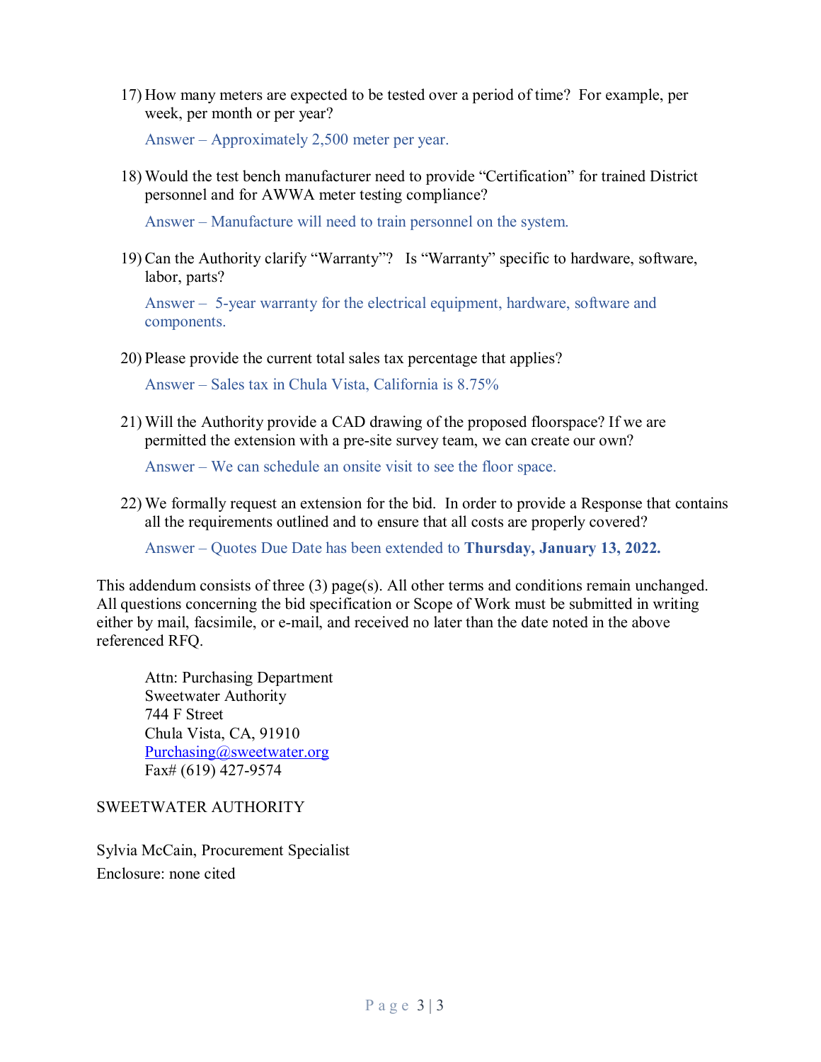17) How many meters are expected to be tested over a period of time? For example, per week, per month or per year?

    Answer – Approximately 2,500 meter per year.

18) Would the test bench manufacturer need to provide "Certification" for trained District personnel and for AWWA meter testing compliance?

    Answer – Manufacture will need to train personnel on the system.

19) Can the Authority clarify "Warranty"? Is "Warranty" specific to hardware, software, labor, parts?

    Answer – 5-year warranty for the electrical equipment, hardware, software and components.

20) Please provide the current total sales tax percentage that applies?

    Answer – Sales tax in Chula Vista, California is 8.75%

21) Will the Authority provide a CAD drawing of the proposed floorspace? If we are permitted the extension with a pre-site survey team, we can create our own?

    Answer – We can schedule an onsite visit to see the floor space.

22) We formally request an extension for the bid. In order to provide a Response that contains all the requirements outlined and to ensure that all costs are properly covered?

    Answer – Quotes Due Date has been extended to **Thursday, January 13, 2022.**

This addendum consists of three (3) page(s). All other terms and conditions remain unchanged. All questions concerning the bid specification or Scope of Work must be submitted in writing either by mail, facsimile, or e-mail, and received no later than the date noted in the above referenced RFQ.

Attn: Purchasing Department
Sweetwater Authority
744 F Street
Chula Vista, CA, 91910
Purchasing@sweetwater.org
Fax# (619) 427-9574

SWEETWATER AUTHORITY

Sylvia McCain, Procurement Specialist
Enclosure: none cited